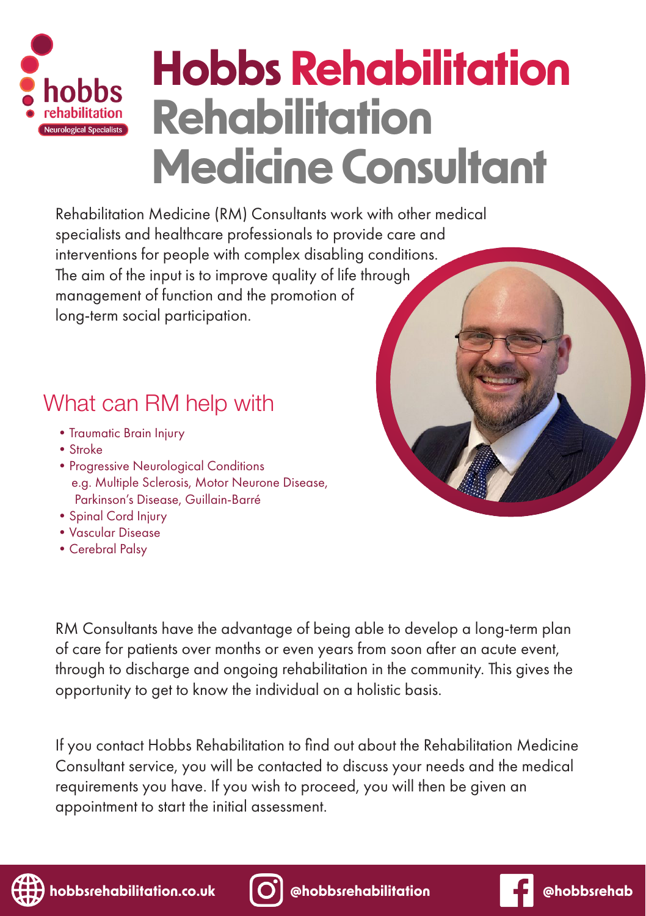# Hobbs Rehabilitation Rehabilitation Medicine Consultant

Rehabilitation Medicine (RM) Consultants work with other medical specialists and healthcare professionals to provide care and interventions for people with complex disabling conditions. The aim of the input is to improve quality of life through management of function and the promotion of long-term social participation.

## What can RM help with

- Traumatic Brain Injury
- Stroke
- Progressive Neurological Conditions e.g. Multiple Sclerosis, Motor Neurone Disease, Parkinson's Disease, Guillain-Barré
- Spinal Cord Injury
- Vascular Disease
- Cerebral Palsy

RM Consultants have the advantage of being able to develop a long-term plan of care for patients over months or even years from soon after an acute event, through to discharge and ongoing rehabilitation in the community. This gives the opportunity to get to know the individual on a holistic basis.

If you contact Hobbs Rehabilitation to find out about the Rehabilitation Medicine Consultant service, you will be contacted to discuss your needs and the medical requirements you have. If you wish to proceed, you will then be given an appointment to start the initial assessment.

hobbsrehabilitation.co.uk | @hobbsrehabilitation | @hobbsrehab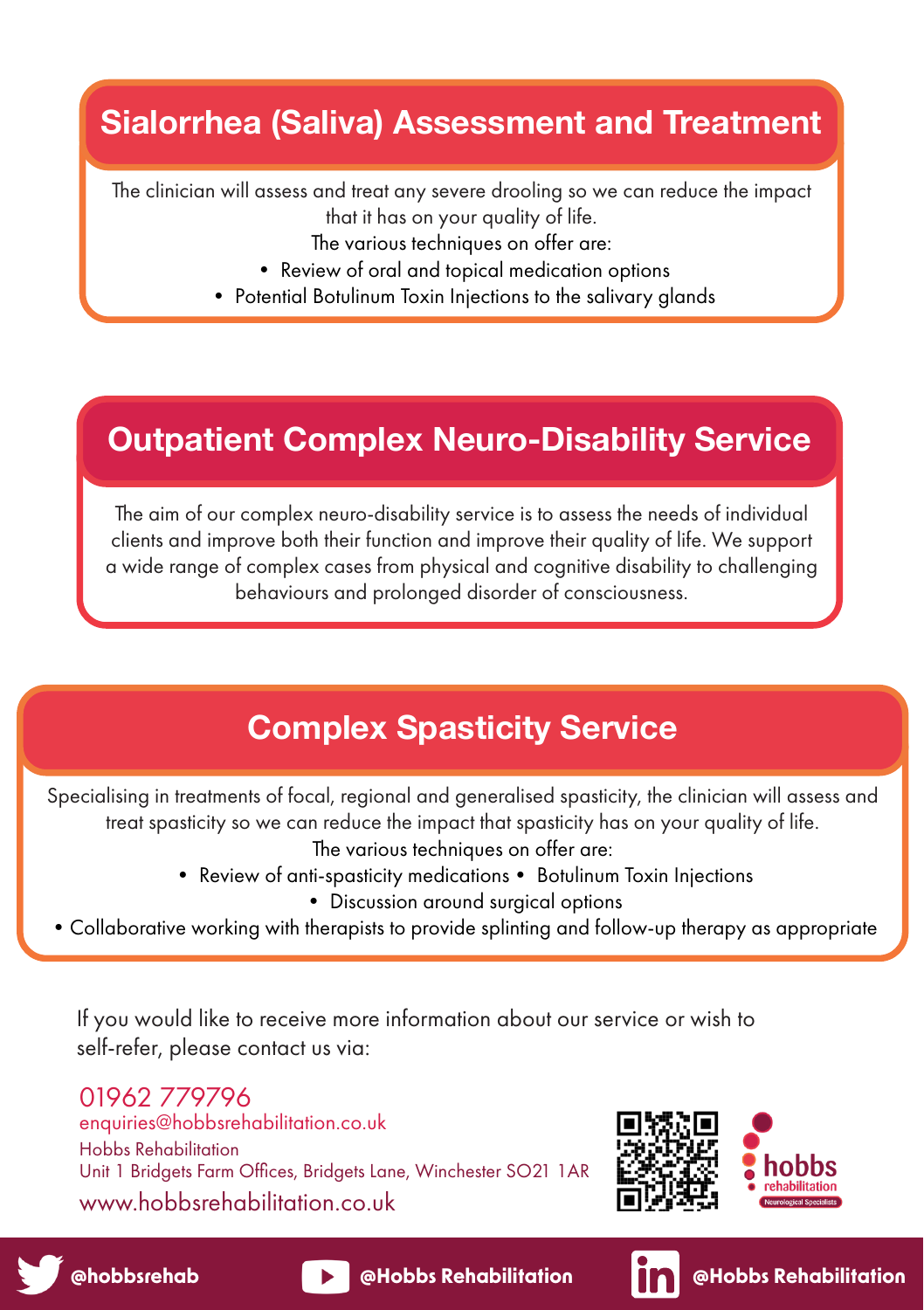## Sialorrhea (Saliva) Assessment and Treatment

The clinician will assess and treat any severe drooling so we can reduce the impact that it has on your quality of life.

The various techniques on offer are:

- Review of oral and topical medication options
- Potential Botulinum Toxin Injections to the salivary glands

## Outpatient Complex Neuro-Disability Service

The aim of our complex neuro-disability service is to assess the needs of individual clients and improve both their function and improve their quality of life. We support a wide range of complex cases from physical and cognitive disability to challenging behaviours and prolonged disorder of consciousness.

## Complex Spasticity Service

Specialising in treatments of focal, regional and generalised spasticity, the clinician will assess and treat spasticity so we can reduce the impact that spasticity has on your quality of life.

The various techniques on offer are:

- Review of anti-spasticity medications
- Botulinum Toxin Injections
- Discussion around surgical options
- Collaborative working with therapists to provide splinting and follow-up therapy as appropriate

If you would like to receive more information about our service or wish to self-refer, please contact us via:

01962 779796
enquiries@hobbsrehabilitation.co.uk
Hobbs Rehabilitation
Unit 1 Bridgets Farm Offices, Bridgets Lane, Winchester SO21 1AR
www.hobbsrehabilitation.co.uk

hobbs rehabilitation
Neurological Specialists

@hobbsrehab @Hobbs Rehabilitation @Hobbs Rehabilitation